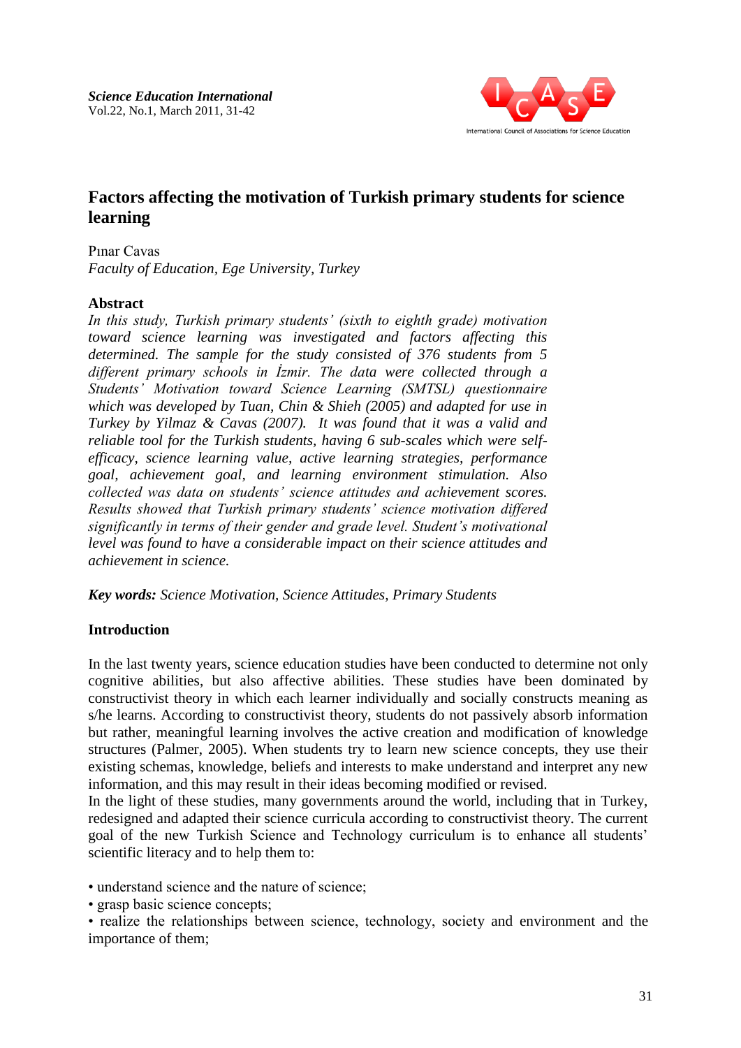# Factors affecting the motivation of Turkish primary students for science learning

Pınar Cavas
*Faculty of Education, Ege University, Turkey*

## Abstract

*In this study, Turkish primary students' (sixth to eighth grade) motivation toward science learning was investigated and factors affecting this determined. The sample for the study consisted of 376 students from 5 different primary schools in İzmir. The data were collected through a Students' Motivation toward Science Learning (SMTSL) questionnaire which was developed by Tuan, Chin & Shieh (2005) and adapted for use in Turkey by Yilmaz & Cavas (2007). It was found that it was a valid and reliable tool for the Turkish students, having 6 sub-scales which were self-efficacy, science learning value, active learning strategies, performance goal, achievement goal, and learning environment stimulation. Also collected was data on students' science attitudes and achievement scores. Results showed that Turkish primary students' science motivation differed significantly in terms of their gender and grade level. Student's motivational level was found to have a considerable impact on their science attitudes and achievement in science.*

***Key words:*** *Science Motivation, Science Attitudes, Primary Students*

## Introduction

In the last twenty years, science education studies have been conducted to determine not only cognitive abilities, but also affective abilities. These studies have been dominated by constructivist theory in which each learner individually and socially constructs meaning as s/he learns. According to constructivist theory, students do not passively absorb information but rather, meaningful learning involves the active creation and modification of knowledge structures (Palmer, 2005). When students try to learn new science concepts, they use their existing schemas, knowledge, beliefs and interests to make understand and interpret any new information, and this may result in their ideas becoming modified or revised.

In the light of these studies, many governments around the world, including that in Turkey, redesigned and adapted their science curricula according to constructivist theory. The current goal of the new Turkish Science and Technology curriculum is to enhance all students' scientific literacy and to help them to:

- understand science and the nature of science;
- grasp basic science concepts;
- realize the relationships between science, technology, society and environment and the importance of them;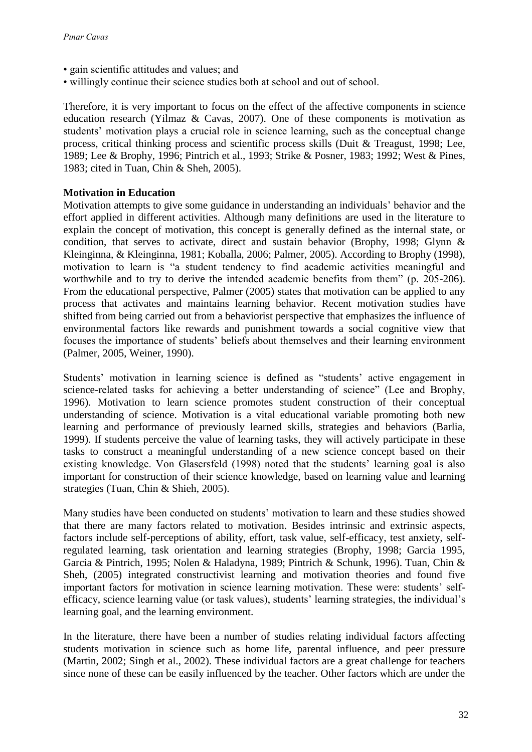- gain scientific attitudes and values; and
- willingly continue their science studies both at school and out of school.

Therefore, it is very important to focus on the effect of the affective components in science education research (Yilmaz & Cavas, 2007). One of these components is motivation as students' motivation plays a crucial role in science learning, such as the conceptual change process, critical thinking process and scientific process skills (Duit & Treagust, 1998; Lee, 1989; Lee & Brophy, 1996; Pintrich et al., 1993; Strike & Posner, 1983; 1992; West & Pines, 1983; cited in Tuan, Chin & Sheh, 2005).

**Motivation in Education**

Motivation attempts to give some guidance in understanding an individuals' behavior and the effort applied in different activities. Although many definitions are used in the literature to explain the concept of motivation, this concept is generally defined as the internal state, or condition, that serves to activate, direct and sustain behavior (Brophy, 1998; Glynn & Kleinginna, & Kleinginna, 1981; Koballa, 2006; Palmer, 2005). According to Brophy (1998), motivation to learn is "a student tendency to find academic activities meaningful and worthwhile and to try to derive the intended academic benefits from them" (p. 205-206). From the educational perspective, Palmer (2005) states that motivation can be applied to any process that activates and maintains learning behavior. Recent motivation studies have shifted from being carried out from a behaviorist perspective that emphasizes the influence of environmental factors like rewards and punishment towards a social cognitive view that focuses the importance of students' beliefs about themselves and their learning environment (Palmer, 2005, Weiner, 1990).

Students' motivation in learning science is defined as "students' active engagement in science-related tasks for achieving a better understanding of science" (Lee and Brophy, 1996). Motivation to learn science promotes student construction of their conceptual understanding of science. Motivation is a vital educational variable promoting both new learning and performance of previously learned skills, strategies and behaviors (Barlia, 1999). If students perceive the value of learning tasks, they will actively participate in these tasks to construct a meaningful understanding of a new science concept based on their existing knowledge. Von Glasersfeld (1998) noted that the students' learning goal is also important for construction of their science knowledge, based on learning value and learning strategies (Tuan, Chin & Shieh, 2005).

Many studies have been conducted on students' motivation to learn and these studies showed that there are many factors related to motivation. Besides intrinsic and extrinsic aspects, factors include self-perceptions of ability, effort, task value, self-efficacy, test anxiety, self-regulated learning, task orientation and learning strategies (Brophy, 1998; Garcia 1995, Garcia & Pintrich, 1995; Nolen & Haladyna, 1989; Pintrich & Schunk, 1996). Tuan, Chin & Sheh, (2005) integrated constructivist learning and motivation theories and found five important factors for motivation in science learning motivation. These were: students' self-efficacy, science learning value (or task values), students' learning strategies, the individual's learning goal, and the learning environment.

In the literature, there have been a number of studies relating individual factors affecting students motivation in science such as home life, parental influence, and peer pressure (Martin, 2002; Singh et al., 2002). These individual factors are a great challenge for teachers since none of these can be easily influenced by the teacher. Other factors which are under the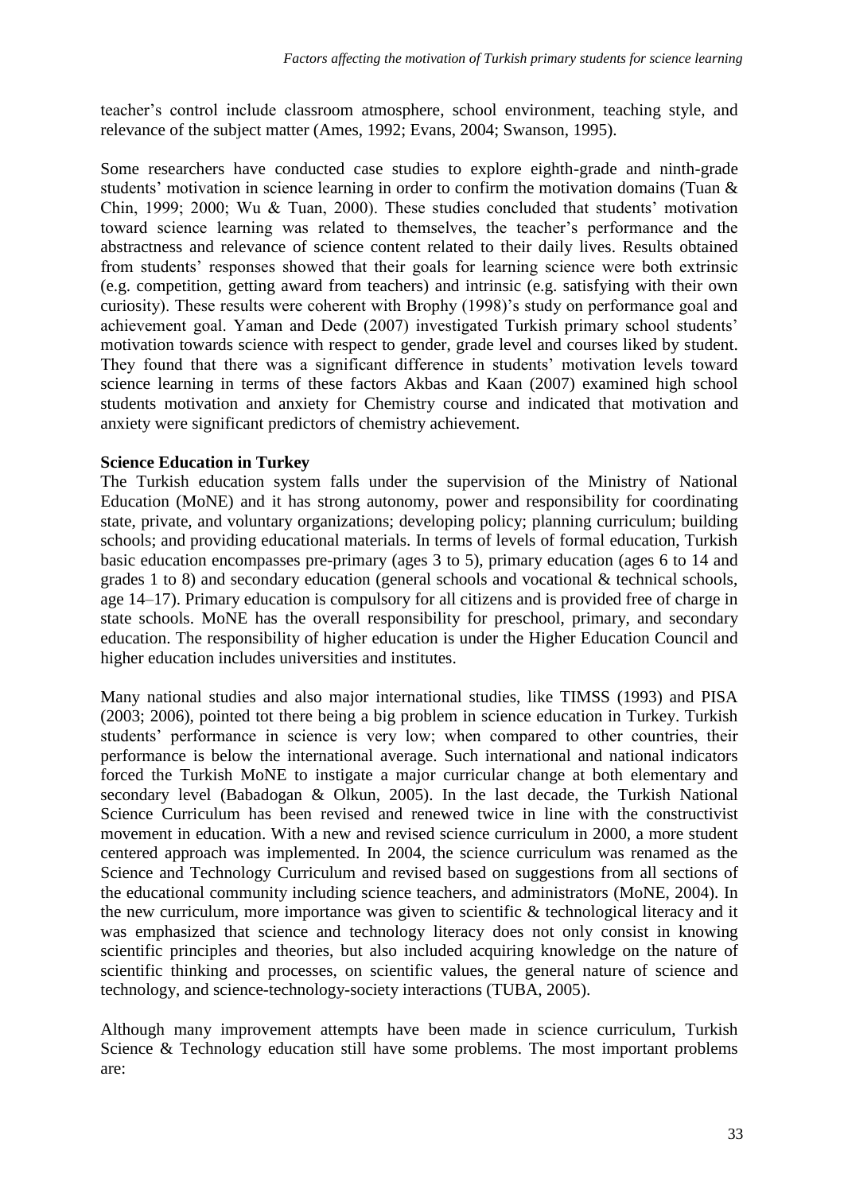teacher's control include classroom atmosphere, school environment, teaching style, and relevance of the subject matter (Ames, 1992; Evans, 2004; Swanson, 1995).

Some researchers have conducted case studies to explore eighth-grade and ninth-grade students' motivation in science learning in order to confirm the motivation domains (Tuan & Chin, 1999; 2000; Wu & Tuan, 2000). These studies concluded that students' motivation toward science learning was related to themselves, the teacher's performance and the abstractness and relevance of science content related to their daily lives. Results obtained from students' responses showed that their goals for learning science were both extrinsic (e.g. competition, getting award from teachers) and intrinsic (e.g. satisfying with their own curiosity). These results were coherent with Brophy (1998)'s study on performance goal and achievement goal. Yaman and Dede (2007) investigated Turkish primary school students' motivation towards science with respect to gender, grade level and courses liked by student. They found that there was a significant difference in students' motivation levels toward science learning in terms of these factors Akbas and Kaan (2007) examined high school students motivation and anxiety for Chemistry course and indicated that motivation and anxiety were significant predictors of chemistry achievement.

**Science Education in Turkey**

The Turkish education system falls under the supervision of the Ministry of National Education (MoNE) and it has strong autonomy, power and responsibility for coordinating state, private, and voluntary organizations; developing policy; planning curriculum; building schools; and providing educational materials. In terms of levels of formal education, Turkish basic education encompasses pre-primary (ages 3 to 5), primary education (ages 6 to 14 and grades 1 to 8) and secondary education (general schools and vocational & technical schools, age 14–17). Primary education is compulsory for all citizens and is provided free of charge in state schools. MoNE has the overall responsibility for preschool, primary, and secondary education. The responsibility of higher education is under the Higher Education Council and higher education includes universities and institutes.

Many national studies and also major international studies, like TIMSS (1993) and PISA (2003; 2006), pointed tot there being a big problem in science education in Turkey. Turkish students' performance in science is very low; when compared to other countries, their performance is below the international average. Such international and national indicators forced the Turkish MoNE to instigate a major curricular change at both elementary and secondary level (Babadogan & Olkun, 2005). In the last decade, the Turkish National Science Curriculum has been revised and renewed twice in line with the constructivist movement in education. With a new and revised science curriculum in 2000, a more student centered approach was implemented. In 2004, the science curriculum was renamed as the Science and Technology Curriculum and revised based on suggestions from all sections of the educational community including science teachers, and administrators (MoNE, 2004). In the new curriculum, more importance was given to scientific & technological literacy and it was emphasized that science and technology literacy does not only consist in knowing scientific principles and theories, but also included acquiring knowledge on the nature of scientific thinking and processes, on scientific values, the general nature of science and technology, and science-technology-society interactions (TUBA, 2005).

Although many improvement attempts have been made in science curriculum, Turkish Science & Technology education still have some problems. The most important problems are: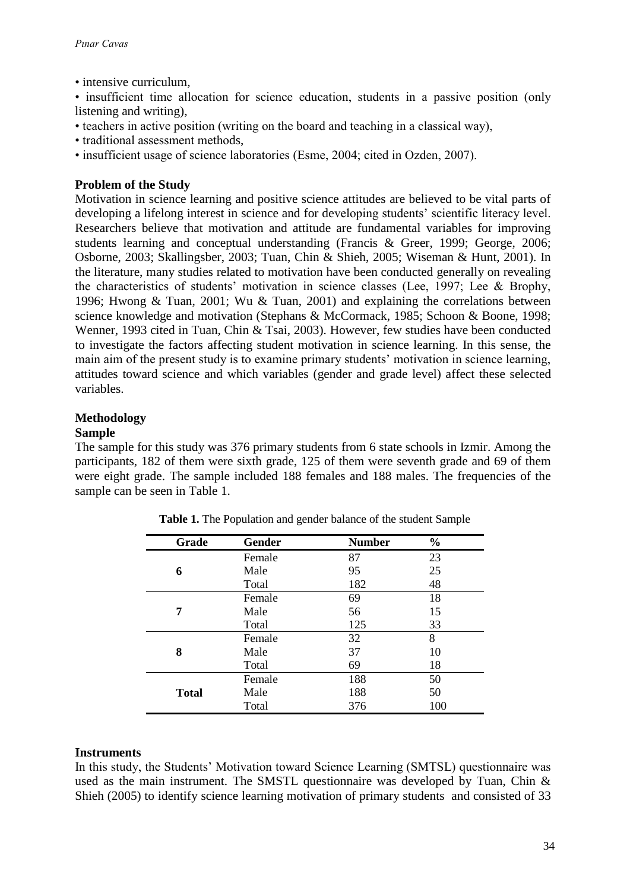- intensive curriculum,
- insufficient time allocation for science education, students in a passive position (only listening and writing),
- teachers in active position (writing on the board and teaching in a classical way),
- traditional assessment methods,
- insufficient usage of science laboratories (Esme, 2004; cited in Ozden, 2007).

**Problem of the Study**

Motivation in science learning and positive science attitudes are believed to be vital parts of developing a lifelong interest in science and for developing students' scientific literacy level. Researchers believe that motivation and attitude are fundamental variables for improving students learning and conceptual understanding (Francis & Greer, 1999; George, 2006; Osborne, 2003; Skallingsber, 2003; Tuan, Chin & Shieh, 2005; Wiseman & Hunt, 2001). In the literature, many studies related to motivation have been conducted generally on revealing the characteristics of students' motivation in science classes (Lee, 1997; Lee & Brophy, 1996; Hwong & Tuan, 2001; Wu & Tuan, 2001) and explaining the correlations between science knowledge and motivation (Stephans & McCormack, 1985; Schoon & Boone, 1998; Wenner, 1993 cited in Tuan, Chin & Tsai, 2003). However, few studies have been conducted to investigate the factors affecting student motivation in science learning. In this sense, the main aim of the present study is to examine primary students' motivation in science learning, attitudes toward science and which variables (gender and grade level) affect these selected variables.

**Methodology**

**Sample**

The sample for this study was 376 primary students from 6 state schools in Izmir. Among the participants, 182 of them were sixth grade, 125 of them were seventh grade and 69 of them were eight grade. The sample included 188 females and 188 males. The frequencies of the sample can be seen in Table 1.

**Table 1.** The Population and gender balance of the student Sample

| Grade | Gender | Number | % |
|---|---|---|---|
| **6** | Female | 87 | 23 |
| | Male | 95 | 25 |
| | Total | 182 | 48 |
| **7** | Female | 69 | 18 |
| | Male | 56 | 15 |
| | Total | 125 | 33 |
| **8** | Female | 32 | 8 |
| | Male | 37 | 10 |
| | Total | 69 | 18 |
| **Total** | Female | 188 | 50 |
| | Male | 188 | 50 |
| | Total | 376 | 100 |

**Instruments**

In this study, the Students' Motivation toward Science Learning (SMTSL) questionnaire was used as the main instrument. The SMSTL questionnaire was developed by Tuan, Chin & Shieh (2005) to identify science learning motivation of primary students and consisted of 33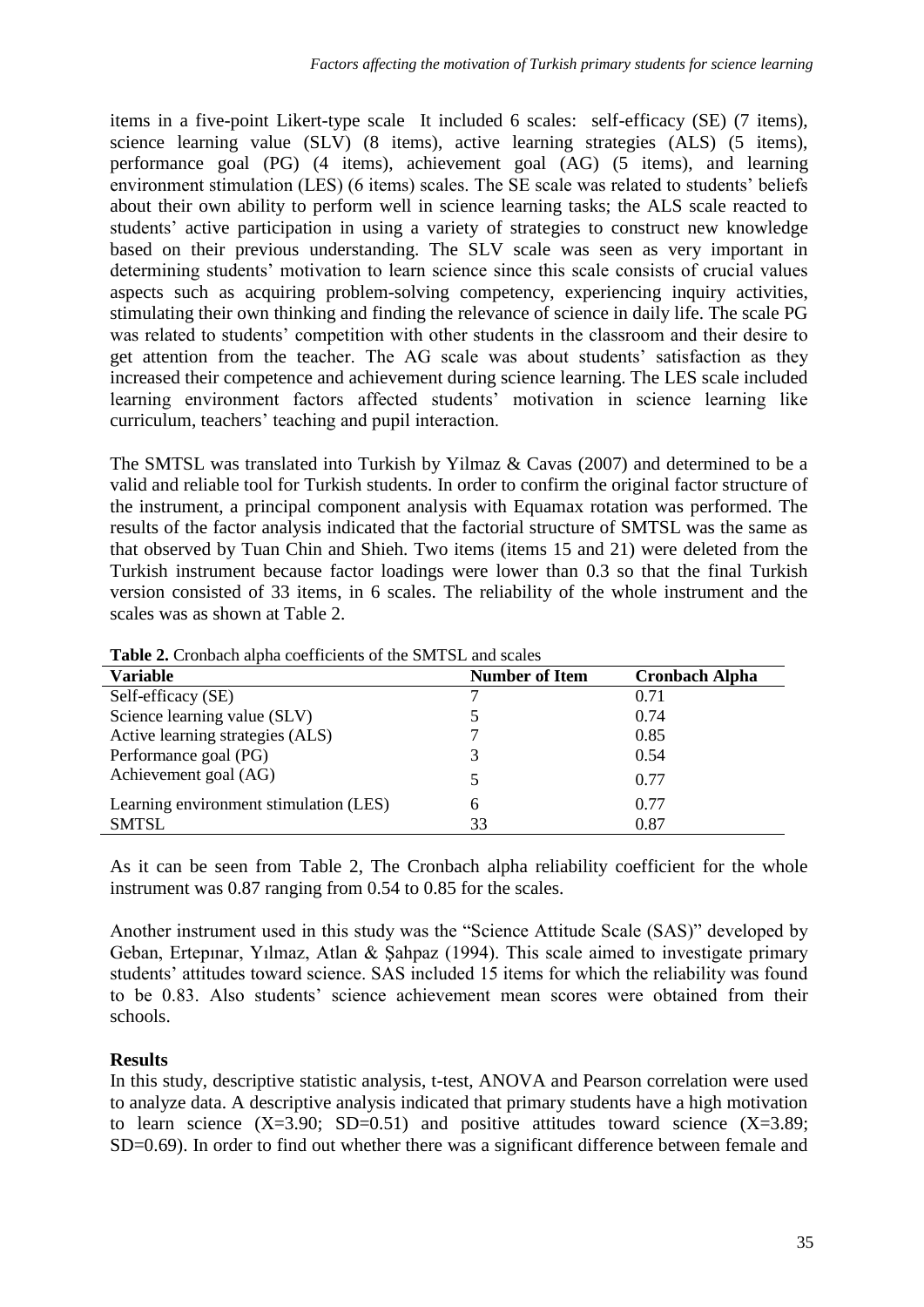items in a five-point Likert-type scale It included 6 scales: self-efficacy (SE) (7 items), science learning value (SLV) (8 items), active learning strategies (ALS) (5 items), performance goal (PG) (4 items), achievement goal (AG) (5 items), and learning environment stimulation (LES) (6 items) scales. The SE scale was related to students' beliefs about their own ability to perform well in science learning tasks; the ALS scale reacted to students' active participation in using a variety of strategies to construct new knowledge based on their previous understanding. The SLV scale was seen as very important in determining students' motivation to learn science since this scale consists of crucial values aspects such as acquiring problem-solving competency, experiencing inquiry activities, stimulating their own thinking and finding the relevance of science in daily life. The scale PG was related to students' competition with other students in the classroom and their desire to get attention from the teacher. The AG scale was about students' satisfaction as they increased their competence and achievement during science learning. The LES scale included learning environment factors affected students' motivation in science learning like curriculum, teachers' teaching and pupil interaction.

The SMTSL was translated into Turkish by Yilmaz & Cavas (2007) and determined to be a valid and reliable tool for Turkish students. In order to confirm the original factor structure of the instrument, a principal component analysis with Equamax rotation was performed. The results of the factor analysis indicated that the factorial structure of SMTSL was the same as that observed by Tuan Chin and Shieh. Two items (items 15 and 21) were deleted from the Turkish instrument because factor loadings were lower than 0.3 so that the final Turkish version consisted of 33 items, in 6 scales. The reliability of the whole instrument and the scales was as shown at Table 2.

**Table 2.** Cronbach alpha coefficients of the SMTSL and scales

| Variable | Number of Item | Cronbach Alpha |
|---|---|---|
| Self-efficacy (SE) | 7 | 0.71 |
| Science learning value (SLV) | 5 | 0.74 |
| Active learning strategies (ALS) | 7 | 0.85 |
| Performance goal (PG) | 3 | 0.54 |
| Achievement goal (AG) | 5 | 0.77 |
| Learning environment stimulation (LES) | 6 | 0.77 |
| SMTSL | 33 | 0.87 |

As it can be seen from Table 2, The Cronbach alpha reliability coefficient for the whole instrument was 0.87 ranging from 0.54 to 0.85 for the scales.

Another instrument used in this study was the "Science Attitude Scale (SAS)" developed by Geban, Ertepınar, Yılmaz, Atlan & Şahpaz (1994). This scale aimed to investigate primary students' attitudes toward science. SAS included 15 items for which the reliability was found to be 0.83. Also students' science achievement mean scores were obtained from their schools.

## Results

In this study, descriptive statistic analysis, t-test, ANOVA and Pearson correlation were used to analyze data. A descriptive analysis indicated that primary students have a high motivation to learn science ($X=3.90$; $SD=0.51$) and positive attitudes toward science ($X=3.89$; $SD=0.69$). In order to find out whether there was a significant difference between female and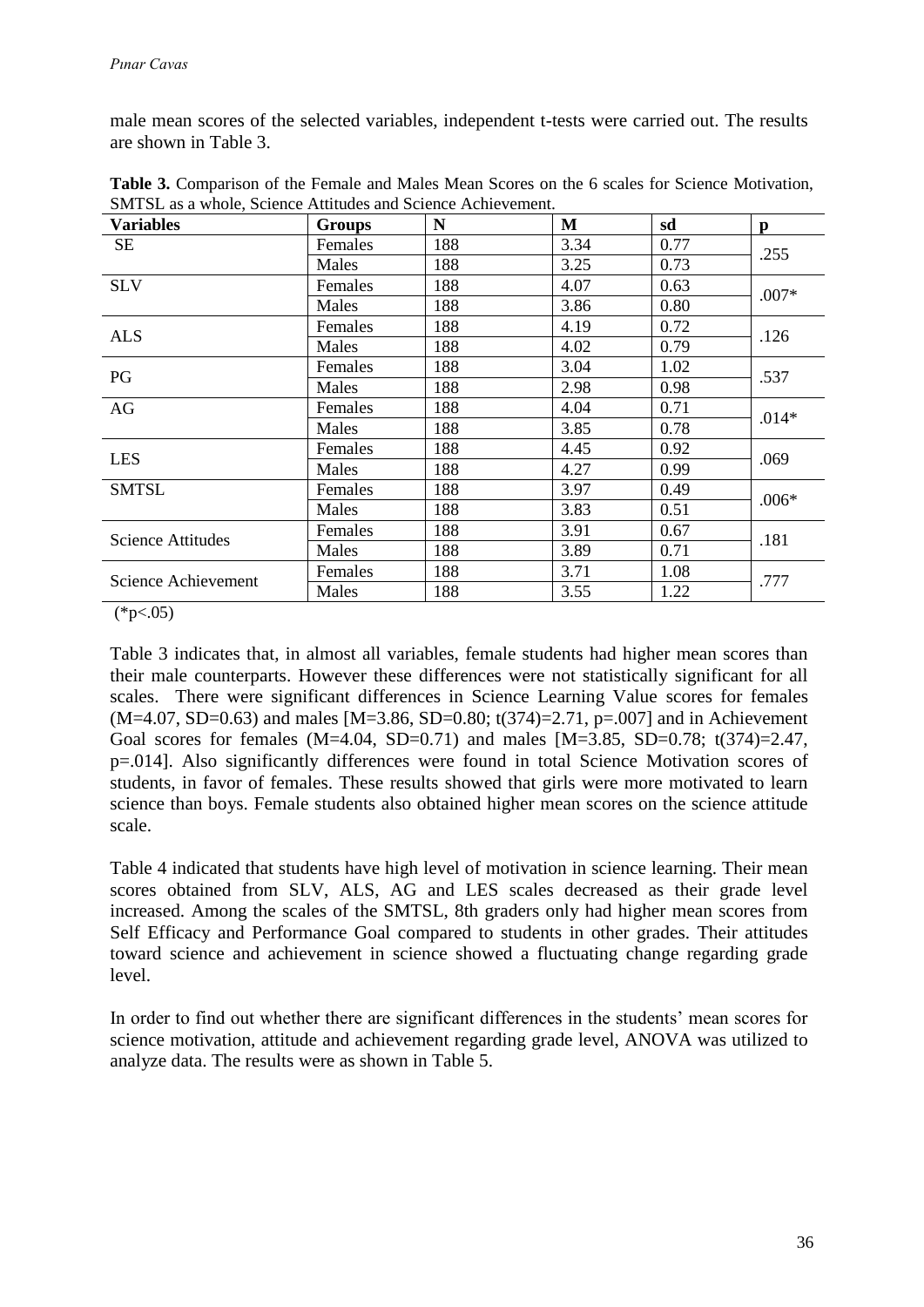male mean scores of the selected variables, independent t-tests were carried out. The results are shown in Table 3.

**Table 3.** Comparison of the Female and Males Mean Scores on the 6 scales for Science Motivation, SMTSL as a whole, Science Attitudes and Science Achievement.

| Variables | Groups | N | M | sd | p |
|---|---|---|---|---|---|
| SE | Females | 188 | 3.34 | 0.77 | .255 |
| | Males | 188 | 3.25 | 0.73 | |
| SLV | Females | 188 | 4.07 | 0.63 | .007* |
| | Males | 188 | 3.86 | 0.80 | |
| ALS | Females | 188 | 4.19 | 0.72 | .126 |
| | Males | 188 | 4.02 | 0.79 | |
| PG | Females | 188 | 3.04 | 1.02 | .537 |
| | Males | 188 | 2.98 | 0.98 | |
| AG | Females | 188 | 4.04 | 0.71 | .014* |
| | Males | 188 | 3.85 | 0.78 | |
| LES | Females | 188 | 4.45 | 0.92 | .069 |
| | Males | 188 | 4.27 | 0.99 | |
| SMTSL | Females | 188 | 3.97 | 0.49 | .006* |
| | Males | 188 | 3.83 | 0.51 | |
| Science Attitudes | Females | 188 | 3.91 | 0.67 | .181 |
| | Males | 188 | 3.89 | 0.71 | |
| Science Achievement | Females | 188 | 3.71 | 1.08 | .777 |
| | Males | 188 | 3.55 | 1.22 | |

(* $p<.05$)

Table 3 indicates that, in almost all variables, female students had higher mean scores than their male counterparts. However these differences were not statistically significant for all scales. There were significant differences in Science Learning Value scores for females (M=4.07, SD=0.63) and males [M=3.86, SD=0.80; $t(374)=2.71$, $p=.007$] and in Achievement Goal scores for females (M=4.04, SD=0.71) and males [M=3.85, SD=0.78; $t(374)=2.47$, $p=.014$]. Also significantly differences were found in total Science Motivation scores of students, in favor of females. These results showed that girls were more motivated to learn science than boys. Female students also obtained higher mean scores on the science attitude scale.

Table 4 indicated that students have high level of motivation in science learning. Their mean scores obtained from SLV, ALS, AG and LES scales decreased as their grade level increased. Among the scales of the SMTSL, 8th graders only had higher mean scores from Self Efficacy and Performance Goal compared to students in other grades. Their attitudes toward science and achievement in science showed a fluctuating change regarding grade level.

In order to find out whether there are significant differences in the students' mean scores for science motivation, attitude and achievement regarding grade level, ANOVA was utilized to analyze data. The results were as shown in Table 5.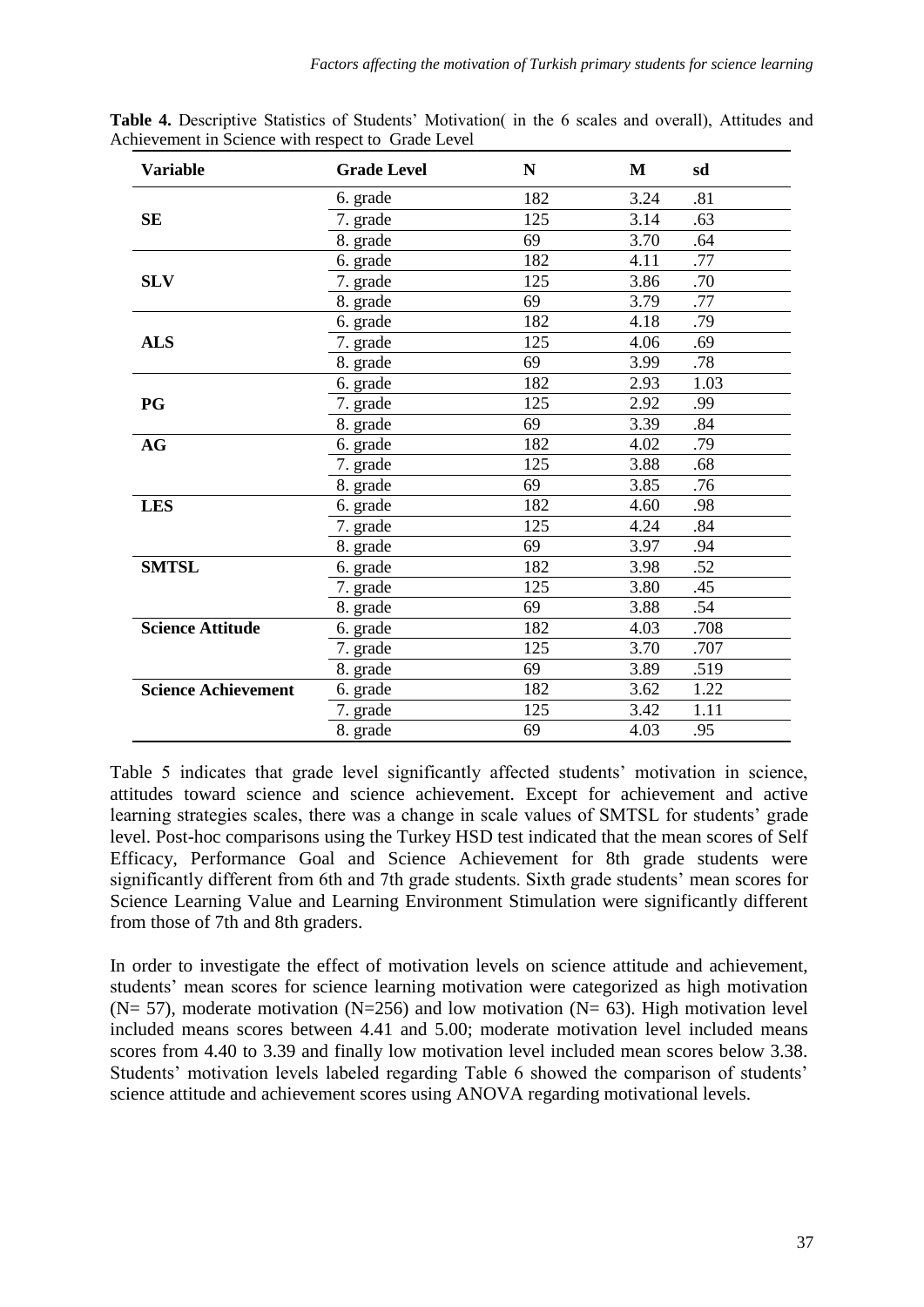**Table 4.** Descriptive Statistics of Students' Motivation( in the 6 scales and overall), Attitudes and Achievement in Science with respect to Grade Level

| Variable | Grade Level | N | M | sd |
|---|---|---|---|---|
| **SE** | 6. grade | 182 | 3.24 | .81 |
| | 7. grade | 125 | 3.14 | .63 |
| | 8. grade | 69 | 3.70 | .64 |
| **SLV** | 6. grade | 182 | 4.11 | .77 |
| | 7. grade | 125 | 3.86 | .70 |
| | 8. grade | 69 | 3.79 | .77 |
| **ALS** | 6. grade | 182 | 4.18 | .79 |
| | 7. grade | 125 | 4.06 | .69 |
| | 8. grade | 69 | 3.99 | .78 |
| **PG** | 6. grade | 182 | 2.93 | 1.03 |
| | 7. grade | 125 | 2.92 | .99 |
| | 8. grade | 69 | 3.39 | .84 |
| **AG** | 6. grade | 182 | 4.02 | .79 |
| | 7. grade | 125 | 3.88 | .68 |
| | 8. grade | 69 | 3.85 | .76 |
| **LES** | 6. grade | 182 | 4.60 | .98 |
| | 7. grade | 125 | 4.24 | .84 |
| | 8. grade | 69 | 3.97 | .94 |
| **SMTSL** | 6. grade | 182 | 3.98 | .52 |
| | 7. grade | 125 | 3.80 | .45 |
| | 8. grade | 69 | 3.88 | .54 |
| **Science Attitude** | 6. grade | 182 | 4.03 | .708 |
| | 7. grade | 125 | 3.70 | .707 |
| | 8. grade | 69 | 3.89 | .519 |
| **Science Achievement** | 6. grade | 182 | 3.62 | 1.22 |
| | 7. grade | 125 | 3.42 | 1.11 |
| | 8. grade | 69 | 4.03 | .95 |

Table 5 indicates that grade level significantly affected students' motivation in science, attitudes toward science and science achievement. Except for achievement and active learning strategies scales, there was a change in scale values of SMTSL for students' grade level. Post-hoc comparisons using the Turkey HSD test indicated that the mean scores of Self Efficacy, Performance Goal and Science Achievement for 8th grade students were significantly different from 6th and 7th grade students. Sixth grade students' mean scores for Science Learning Value and Learning Environment Stimulation were significantly different from those of 7th and 8th graders.

In order to investigate the effect of motivation levels on science attitude and achievement, students' mean scores for science learning motivation were categorized as high motivation (N= 57), moderate motivation (N=256) and low motivation (N= 63). High motivation level included means scores between 4.41 and 5.00; moderate motivation level included means scores from 4.40 to 3.39 and finally low motivation level included mean scores below 3.38. Students' motivation levels labeled regarding Table 6 showed the comparison of students' science attitude and achievement scores using ANOVA regarding motivational levels.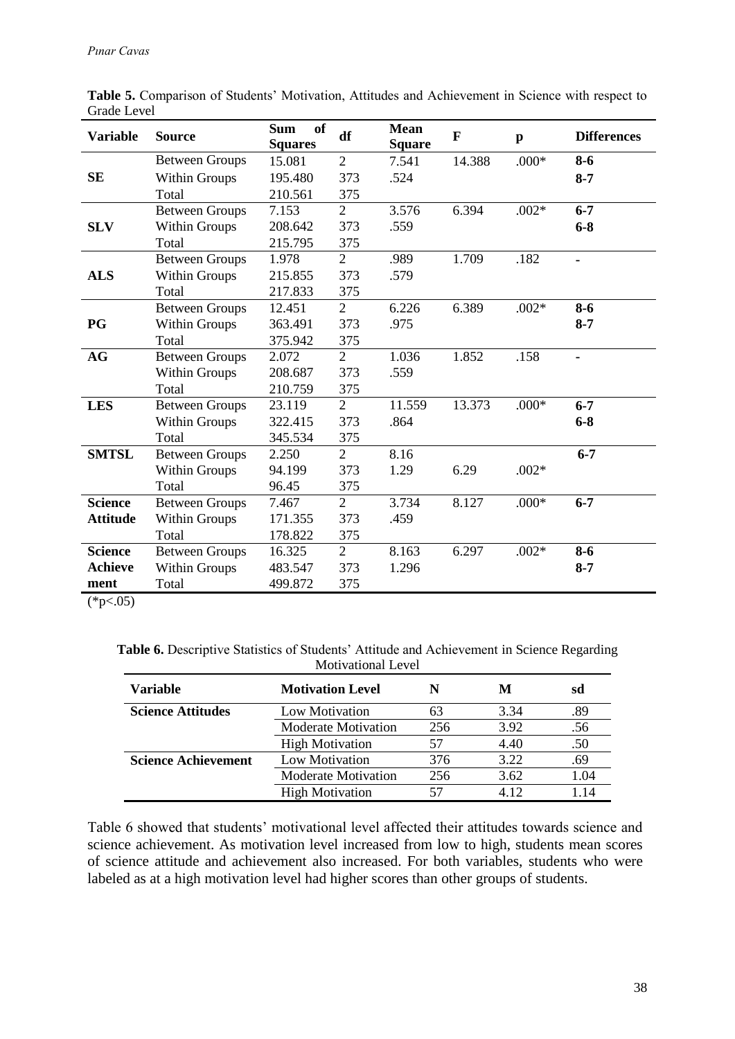**Table 5.** Comparison of Students' Motivation, Attitudes and Achievement in Science with respect to Grade Level

| Variable | Source | Sum of Squares | df | Mean Square | F | p | Differences |
|---|---|---|---|---|---|---|---|
| **SE** | Between Groups | 15.081 | 2 | 7.541 | 14.388 | .000* | **8-6** |
| | Within Groups | 195.480 | 373 | .524 | | | **8-7** |
| | Total | 210.561 | 375 | | | | |
| **SLV** | Between Groups | 7.153 | 2 | 3.576 | 6.394 | .002* | **6-7** |
| | Within Groups | 208.642 | 373 | .559 | | | **6-8** |
| | Total | 215.795 | 375 | | | | |
| **ALS** | Between Groups | 1.978 | 2 | .989 | 1.709 | .182 | - |
| | Within Groups | 215.855 | 373 | .579 | | | |
| | Total | 217.833 | 375 | | | | |
| **PG** | Between Groups | 12.451 | 2 | 6.226 | 6.389 | .002* | **8-6** |
| | Within Groups | 363.491 | 373 | .975 | | | **8-7** |
| | Total | 375.942 | 375 | | | | |
| **AG** | Between Groups | 2.072 | 2 | 1.036 | 1.852 | .158 | - |
| | Within Groups | 208.687 | 373 | .559 | | | |
| | Total | 210.759 | 375 | | | | |
| **LES** | Between Groups | 23.119 | 2 | 11.559 | 13.373 | .000* | **6-7** |
| | Within Groups | 322.415 | 373 | .864 | | | **6-8** |
| | Total | 345.534 | 375 | | | | |
| **SMTSL** | Between Groups | 2.250 | 2 | 8.16 | | | **6-7** |
| | Within Groups | 94.199 | 373 | 1.29 | 6.29 | .002* | |
| | Total | 96.45 | 375 | | | | |
| **Science Attitude** | Between Groups | 7.467 | 2 | 3.734 | 8.127 | .000* | **6-7** |
| | Within Groups | 171.355 | 373 | .459 | | | |
| | Total | 178.822 | 375 | | | | |
| **Science Achievement** | Between Groups | 16.325 | 2 | 8.163 | 6.297 | .002* | **8-6** |
| | Within Groups | 483.547 | 373 | 1.296 | | | **8-7** |
| | Total | 499.872 | 375 | | | | |

(*p<.05)

**Table 6.** Descriptive Statistics of Students' Attitude and Achievement in Science Regarding Motivational Level

| Variable | Motivation Level | N | M | sd |
|---|---|---|---|---|
| **Science Attitudes** | Low Motivation | 63 | 3.34 | .89 |
| | Moderate Motivation | 256 | 3.92 | .56 |
| | High Motivation | 57 | 4.40 | .50 |
| **Science Achievement** | Low Motivation | 376 | 3.22 | .69 |
| | Moderate Motivation | 256 | 3.62 | 1.04 |
| | High Motivation | 57 | 4.12 | 1.14 |

Table 6 showed that students' motivational level affected their attitudes towards science and science achievement. As motivation level increased from low to high, students mean scores of science attitude and achievement also increased. For both variables, students who were labeled as at a high motivation level had higher scores than other groups of students.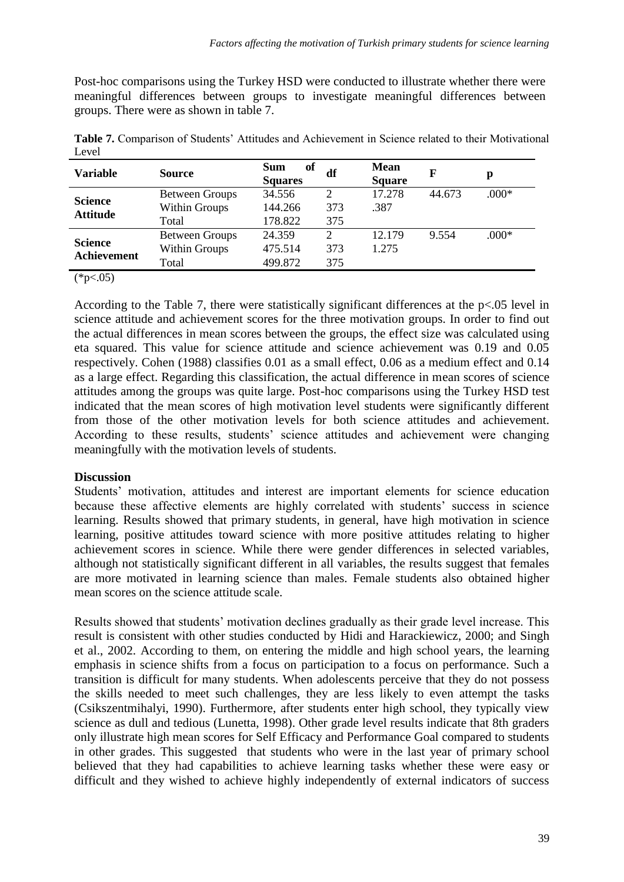Post-hoc comparisons using the Turkey HSD were conducted to illustrate whether there were meaningful differences between groups to investigate meaningful differences between groups. There were as shown in table 7.

**Table 7.** Comparison of Students' Attitudes and Achievement in Science related to their Motivational Level

| Variable | Source | Sum of Squares | df | Mean Square | F | p |
|---|---|---|---|---|---|---|
| **Science Attitude** | Between Groups | 34.556 | 2 | 17.278 | 44.673 | .000* |
| | Within Groups | 144.266 | 373 | .387 | | |
| | Total | 178.822 | 375 | | | |
| **Science Achievement** | Between Groups | 24.359 | 2 | 12.179 | 9.554 | .000* |
| | Within Groups | 475.514 | 373 | 1.275 | | |
| | Total | 499.872 | 375 | | | |

(*p<.05)

According to the Table 7, there were statistically significant differences at the $p<.05$ level in science attitude and achievement scores for the three motivation groups. In order to find out the actual differences in mean scores between the groups, the effect size was calculated using eta squared. This value for science attitude and science achievement was 0.19 and 0.05 respectively. Cohen (1988) classifies 0.01 as a small effect, 0.06 as a medium effect and 0.14 as a large effect. Regarding this classification, the actual difference in mean scores of science attitudes among the groups was quite large. Post-hoc comparisons using the Turkey HSD test indicated that the mean scores of high motivation level students were significantly different from those of the other motivation levels for both science attitudes and achievement. According to these results, students' science attitudes and achievement were changing meaningfully with the motivation levels of students.

## Discussion

Students' motivation, attitudes and interest are important elements for science education because these affective elements are highly correlated with students' success in science learning. Results showed that primary students, in general, have high motivation in science learning, positive attitudes toward science with more positive attitudes relating to higher achievement scores in science. While there were gender differences in selected variables, although not statistically significant different in all variables, the results suggest that females are more motivated in learning science than males. Female students also obtained higher mean scores on the science attitude scale.

Results showed that students' motivation declines gradually as their grade level increase. This result is consistent with other studies conducted by Hidi and Harackiewicz, 2000; and Singh et al., 2002. According to them, on entering the middle and high school years, the learning emphasis in science shifts from a focus on participation to a focus on performance. Such a transition is difficult for many students. When adolescents perceive that they do not possess the skills needed to meet such challenges, they are less likely to even attempt the tasks (Csikszentmihalyi, 1990). Furthermore, after students enter high school, they typically view science as dull and tedious (Lunetta, 1998). Other grade level results indicate that 8th graders only illustrate high mean scores for Self Efficacy and Performance Goal compared to students in other grades. This suggested that students who were in the last year of primary school believed that they had capabilities to achieve learning tasks whether these were easy or difficult and they wished to achieve highly independently of external indicators of success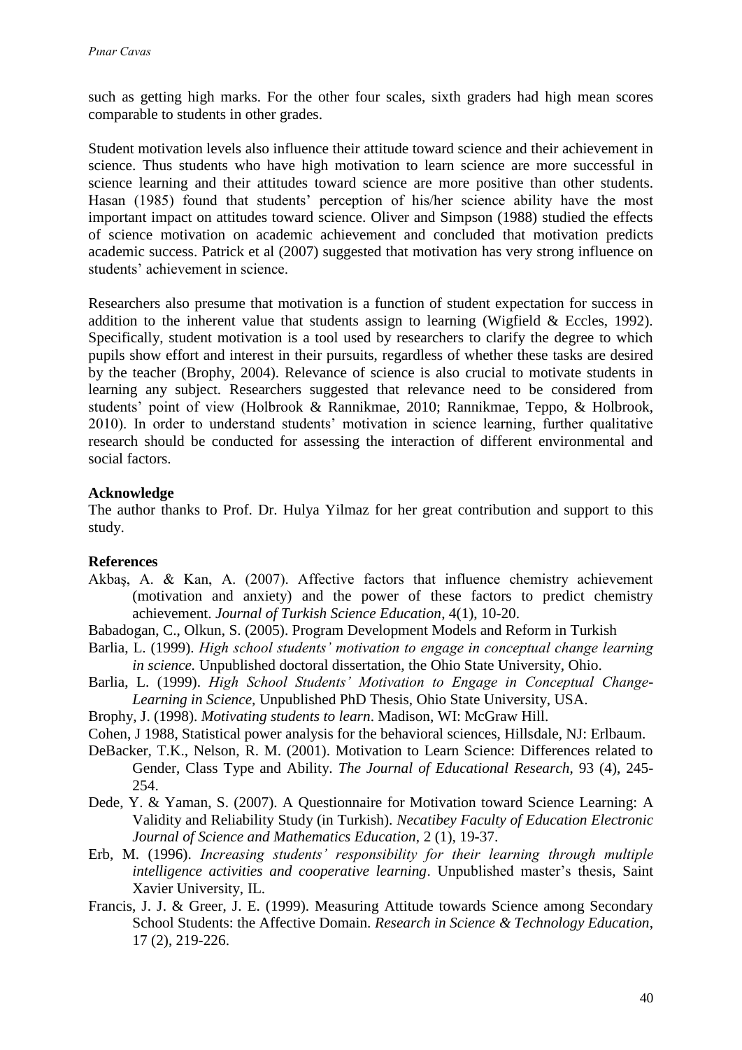such as getting high marks. For the other four scales, sixth graders had high mean scores comparable to students in other grades.

Student motivation levels also influence their attitude toward science and their achievement in science. Thus students who have high motivation to learn science are more successful in science learning and their attitudes toward science are more positive than other students. Hasan (1985) found that students' perception of his/her science ability have the most important impact on attitudes toward science. Oliver and Simpson (1988) studied the effects of science motivation on academic achievement and concluded that motivation predicts academic success. Patrick et al (2007) suggested that motivation has very strong influence on students' achievement in science.

Researchers also presume that motivation is a function of student expectation for success in addition to the inherent value that students assign to learning (Wigfield & Eccles, 1992). Specifically, student motivation is a tool used by researchers to clarify the degree to which pupils show effort and interest in their pursuits, regardless of whether these tasks are desired by the teacher (Brophy, 2004). Relevance of science is also crucial to motivate students in learning any subject. Researchers suggested that relevance need to be considered from students' point of view (Holbrook & Rannikmae, 2010; Rannikmae, Teppo, & Holbrook, 2010). In order to understand students' motivation in science learning, further qualitative research should be conducted for assessing the interaction of different environmental and social factors.

**Acknowledge**

The author thanks to Prof. Dr. Hulya Yilmaz for her great contribution and support to this study.

**References**

Akbaş, A. & Kan, A. (2007). Affective factors that influence chemistry achievement (motivation and anxiety) and the power of these factors to predict chemistry achievement. *Journal of Turkish Science Education*, 4(1), 10-20.

Babadogan, C., Olkun, S. (2005). Program Development Models and Reform in Turkish

Barlia, L. (1999). *High school students' motivation to engage in conceptual change learning in science.* Unpublished doctoral dissertation, the Ohio State University, Ohio.

Barlia, L. (1999). *High School Students' Motivation to Engage in Conceptual Change-Learning in Science*, Unpublished PhD Thesis, Ohio State University, USA.

Brophy, J. (1998). *Motivating students to learn*. Madison, WI: McGraw Hill.

Cohen, J 1988, Statistical power analysis for the behavioral sciences, Hillsdale, NJ: Erlbaum.

DeBacker, T.K., Nelson, R. M. (2001). Motivation to Learn Science: Differences related to Gender, Class Type and Ability. *The Journal of Educational Research*, 93 (4), 245-254.

Dede, Y. & Yaman, S. (2007). A Questionnaire for Motivation toward Science Learning: A Validity and Reliability Study (in Turkish). *Necatibey Faculty of Education Electronic Journal of Science and Mathematics Education*, 2 (1), 19-37.

Erb, M. (1996). *Increasing students' responsibility for their learning through multiple intelligence activities and cooperative learning*. Unpublished master's thesis, Saint Xavier University, IL.

Francis, J. J. & Greer, J. E. (1999). Measuring Attitude towards Science among Secondary School Students: the Affective Domain. *Research in Science & Technology Education*, 17 (2), 219-226.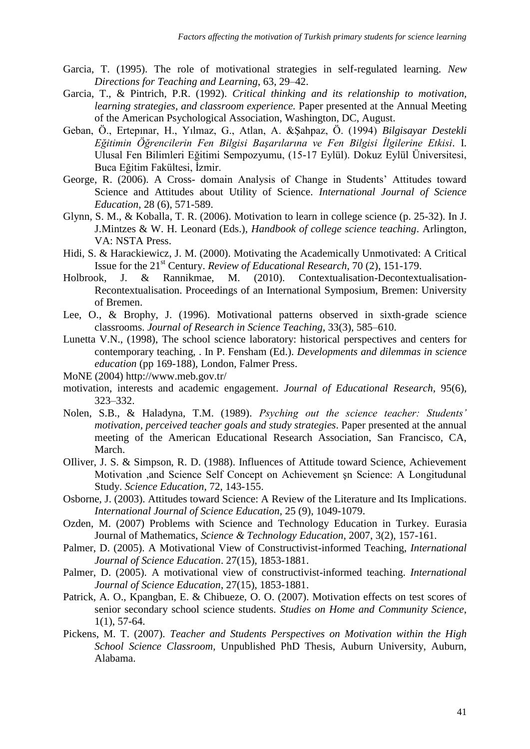Garcia, T. (1995). The role of motivational strategies in self-regulated learning. *New Directions for Teaching and Learning*, 63, 29–42.

Garcia, T., & Pintrich, P.R. (1992). *Critical thinking and its relationship to motivation, learning strategies, and classroom experience.* Paper presented at the Annual Meeting of the American Psychological Association, Washington, DC, August.

Geban, Ö., Ertepınar, H., Yılmaz, G., Atlan, A. &Şahpaz, Ö. (1994) *Bilgisayar Destekli Eğitimin Öğrencilerin Fen Bilgisi Başarılarına ve Fen Bilgisi İlgilerine Etkisi*. I. Ulusal Fen Bilimleri Eğitimi Sempozyumu, (15-17 Eylül). Dokuz Eylül Üniversitesi, Buca Eğitim Fakültesi, İzmir.

George, R. (2006). A Cross- domain Analysis of Change in Students' Attitudes toward Science and Attitudes about Utility of Science. *International Journal of Science Education*, 28 (6), 571-589.

Glynn, S. M., & Koballa, T. R. (2006). Motivation to learn in college science (p. 25-32). In J. J.Mintzes & W. H. Leonard (Eds.), *Handbook of college science teaching*. Arlington, VA: NSTA Press.

Hidi, S. & Harackiewicz, J. M. (2000). Motivating the Academically Unmotivated: A Critical Issue for the 21st Century. *Review of Educational Research*, 70 (2), 151-179.

Holbrook, J. & Rannikmae, M. (2010). Contextualisation-Decontextualisation-Recontextualisation. Proceedings of an International Symposium, Bremen: University of Bremen.

Lee, O., & Brophy, J. (1996). Motivational patterns observed in sixth-grade science classrooms. *Journal of Research in Science Teaching*, 33(3), 585–610.

Lunetta V.N., (1998), The school science laboratory: historical perspectives and centers for contemporary teaching, . In P. Fensham (Ed.). *Developments and dilemmas in science education* (pp 169-188), London, Falmer Press.

MoNE (2004) http://www.meb.gov.tr/

motivation, interests and academic engagement. *Journal of Educational Research*, 95(6), 323–332.

Nolen, S.B., & Haladyna, T.M. (1989). *Psyching out the science teacher: Students' motivation, perceived teacher goals and study strategies*. Paper presented at the annual meeting of the American Educational Research Association, San Francisco, CA, March.

OIliver, J. S. & Simpson, R. D. (1988). Influences of Attitude toward Science, Achievement Motivation ,and Science Self Concept on Achievement şn Science: A Longitudunal Study. *Science Education*, 72, 143-155.

Osborne, J. (2003). Attitudes toward Science: A Review of the Literature and Its Implications. *International Journal of Science Education*, 25 (9), 1049-1079.

Ozden, M. (2007) Problems with Science and Technology Education in Turkey. Eurasia Journal of Mathematics, *Science & Technology Education*, 2007, 3(2), 157-161.

Palmer, D. (2005). A Motivational View of Constructivist-informed Teaching, *International Journal of Science Education*. 27(15), 1853-1881.

Palmer, D. (2005). A motivational view of constructivist-informed teaching. *International Journal of Science Education*, 27(15), 1853-1881.

Patrick, A. O., Kpangban, E. & Chibueze, O. O. (2007). Motivation effects on test scores of senior secondary school science students. *Studies on Home and Community Science*, 1(1), 57-64.

Pickens, M. T. (2007). *Teacher and Students Perspectives on Motivation within the High School Science Classroom*, Unpublished PhD Thesis, Auburn University, Auburn, Alabama.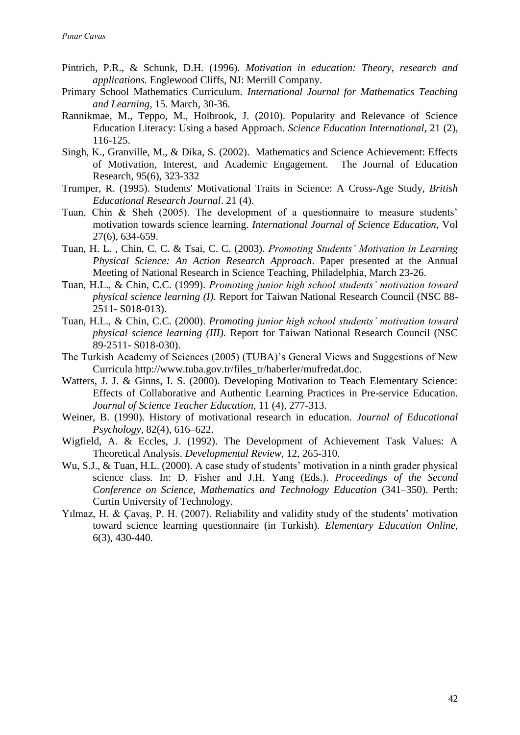Pintrich, P.R., & Schunk, D.H. (1996). *Motivation in education: Theory, research and applications.* Englewood Cliffs, NJ: Merrill Company.

Primary School Mathematics Curriculum. *International Journal for Mathematics Teaching and Learning,* 15. March, 30-36.

Rannikmae, M., Teppo, M., Holbrook, J. (2010). Popularity and Relevance of Science Education Literacy: Using a based Approach. *Science Education International*, 21 (2), 116-125.

Singh, K., Granville, M., & Dika, S. (2002). Mathematics and Science Achievement: Effects of Motivation, Interest, and Academic Engagement. The Journal of Education Research, 95(6), 323-332

Trumper, R. (1995). Students' Motivational Traits in Science: A Cross-Age Study, *British Educational Research Journal*. 21 (4).

Tuan, Chin & Sheh (2005). The development of a questionnaire to measure students' motivation towards science learning. *International Journal of Science Education*, Vol 27(6), 634-659.

Tuan, H. L. , Chin, C. C. & Tsai, C. C. (2003). *Promoting Students' Motivation in Learning Physical Science: An Action Research Approach*. Paper presented at the Annual Meeting of National Research in Science Teaching, Philadelphia, March 23-26.

Tuan, H.L., & Chin, C.C. (1999). *Promoting junior high school students' motivation toward physical science learning (I).* Report for Taiwan National Research Council (NSC 88-2511- S018-013).

Tuan, H.L., & Chin, C.C. (2000). *Promoting junior high school students' motivation toward physical science learning (III)*. Report for Taiwan National Research Council (NSC 89-2511- S018-030).

The Turkish Academy of Sciences (2005) (TUBA)'s General Views and Suggestions of New Curricula http://www.tuba.gov.tr/files_tr/haberler/mufredat.doc.

Watters, J. J. & Ginns, I. S. (2000). Developing Motivation to Teach Elementary Science: Effects of Collaborative and Authentic Learning Practices in Pre-service Education. *Journal of Science Teacher Education*, 11 (4), 277-313.

Weiner, B. (1990). History of motivational research in education. *Journal of Educational Psychology*, 82(4), 616–622.

Wigfield, A. & Eccles, J. (1992). The Development of Achievement Task Values: A Theoretical Analysis. *Developmental Review*, 12, 265-310.

Wu, S.J., & Tuan, H.L. (2000). A case study of students' motivation in a ninth grader physical science class. In: D. Fisher and J.H. Yang (Eds.). *Proceedings of the Second Conference on Science, Mathematics and Technology Education* (341–350). Perth: Curtin University of Technology.

Yılmaz, H. & Çavaş, P. H. (2007). Reliability and validity study of the students' motivation toward science learning questionnaire (in Turkish). *Elementary Education Online*, 6(3), 430-440.